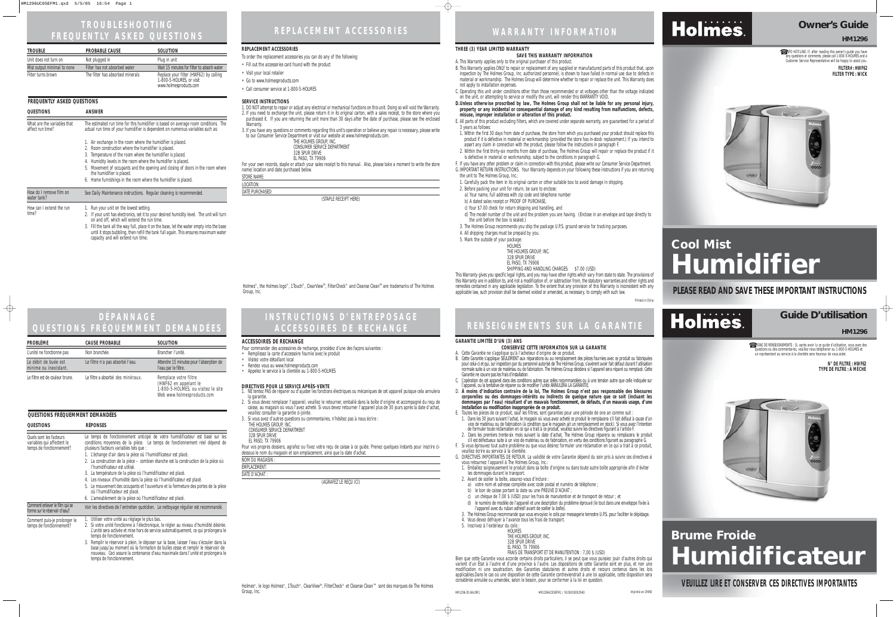# TROUBLESHOOTING FREQUENTLY ASKED QUESTIONS

| TROUBLE | PROBABLE CAUSE | SOLUTION |
|---|---|---|
| Unit does not turn on | Not plugged in | Plug in unit |
| Mist output minimal to none | Filter has not absorbed water | Wait 15 minutes for filter to absorb water |
| Filter turns brown | The filter has absorbed minerals | Replace your filter (HWF62) by calling 1-800-5-HOLMES, or visit www.holmesproducts.com |

## FREQUENTLY ASKED QUESTIONS

| QUESTIONS | ANSWER |
|---|---|
| What are the variables that affect run time? | The estimated run time for this humidifier is based on average room conditions. The actual run time of your humidifier is dependent on numerous variables such as: 1. Air exchange in the room where the humidifier is placed. 2. Room construction where the humidifier is placed. 3. Temperature of the room where the humidifier is placed. 4. Humidity levels in the room where the humidifier is placed. 5. Movement of occupants and the opening and closing of doors in the room where the humidifier is placed. 6. Home furnishings in the room where the humidifier is placed. |
| How do I remove film on water tank? | See Daily Maintenance instructions. Regular cleaning is recommended. |
| How can I extend the run time? | 1. Run your unit on the lowest setting. 2. If your unit has electronics, set it to your desired humidity level. The unit will turn on and off, which will extend the run time. 3. Fill the tank all the way full, place it on the base, let the water empty into the base until it stops bubbling, then refill the tank full again. This ensures maximum water capacity and will extend run time. |

# REPLACEMENT ACCESSORIES

**REPLACEMENT ACCESSORIES**

To order the replacement accessories you can do any of the following:

- Fill out the accessories card found with the product
- Visit your local retailer
- Go to www.holmesproducts.com
- Call consumer service at 1-800-5-HOLMES

**SERVICE INSTRUCTIONS**

1. DO NOT attempt to repair or adjust any electrical or mechanical functions on this unit. Doing so will void the Warranty.
2. If you need to exchange the unit, please return it in its original carton, with a sales receipt, to the store where you purchased it. If you are returning the unit more than 30 days after the date of purchase, please see the enclosed Warranty.
3. If you have any questions or comments regarding this unit's operation or believe any repair is necessary, please write to our Consumer Service Department or visit our website at www.holmesproducts.com.

THE HOLMES GROUP, INC.
CONSUMER SERVICE DEPARTMENT
32B SPUR DRIVE
EL PASO, TX 79906

For your own records, staple or attach your sales receipt to this manual. Also, please take a moment to write the store name/ location and date purchased below.

STORE NAME:

LOCATION:

DATE PURCHASED:

(STAPLE RECEIPT HERE)

Holmes®, the Holmes logo®, 1Touch®, ClearView™, FilterCheck® and Cleanse Clean™ are trademarks of The Holmes Group, Inc.

# WARRANTY INFORMATION

**THREE (3) YEAR LIMITED WARRANTY**

**SAVE THIS WARRANTY INFORMATION**

A. This Warranty applies only to the original purchaser of this product.

B. This Warranty applies ONLY to repair or replacement of any supplied or manufactured parts of this product that, upon inspection by The Holmes Group, Inc. authorized personnel, is shown to have failed in normal use due to defects in material or workmanship. The Holmes Group will determine whether to repair or replace the unit. This Warranty does not apply to installation expenses.

C. Operating this unit under conditions other than those recommended or at voltages other than the voltage indicated on the unit, or attempting to service or modify the unit, will render this WARRANTY VOID.

**D. Unless otherwise proscribed by law, The Holmes Group shall not be liable for any personal injury, property or any incidental or consequential damage of any kind resulting from malfunctions, defects, misuse, improper installation or alteration of this product.**

E. All parts of this product excluding filters, which are covered under separate warranty, are guaranteed for a period of 3 years as follows:

1. Within the first 30 days from date of purchase, the store from which you purchased your product should replace this product if it is defective in material or workmanship (provided the store has in-stock replacement.) If you intend to assert any claim in connection with the product, please follow the instructions in paragraph F.
2. Within the first thirty-six months from date of purchase, The Holmes Group will repair or replace the product if it is defective in material or workmanship, subject to the conditions in paragraph G.

F. If you have any other problem or claim in connection with this product, please write our Consumer Service Department.

G. IMPORTANT RETURN INSTRUCTIONS. Your Warranty depends on your following these instructions if you are returning the unit to The Holmes Group, Inc.:

1. Carefully pack the item in its original carton or other suitable box to avoid damage in shipping.
2. Before packing your unit for return, be sure to enclose:
   a) Your name, full address with zip code and telephone number
   b) A dated sales receipt or PROOF OF PURCHASE,
   c) Your $7.00 check for return shipping and handling, and
   d) The model number of the unit and the problem you are having. (Enclose in an envelope and tape directly to the unit before the box is sealed.)
3. The Holmes Group recommends you ship the package U.P.S. ground service for tracking purposes.
4. All shipping charges must be prepaid by you.
5. Mark the outside of your package:

HOLMES
THE HOLMES GROUP, INC.
32B SPUR DRIVE
EL PASO, TX 79906
SHIPPING AND HANDLING CHARGES: $7.00 (USD)

This Warranty gives you specific legal rights, and you may have other rights which vary from state to state. The provisions of this Warranty are in addition to, and not a modification of, or subtraction from, the statutory warranties and other rights and remedies contained in any applicable legislation. To the extent that any provision of this Warranty is inconsistent with any applicable law, such provision shall be deemed voided or amended, as necessary, to comply with such law.

Printed in China

# Holmes®

## Owner's Guide

**HM1296**

INFO HOT-LINE: If, after reading this owner's guide you have any questions or comments, please call 1-800-5-HOLMES and a Customer Service Representative will be happy to assist you.

**FILTER#: HWF62**
**FILTER TYPE: WICK**

# Cool Mist Humidifier

**PLEASE READ AND SAVE THESE IMPORTANT INSTRUCTIONS**

# DÉPANNAGE QUESTIONS FRÉQUEMMENT DEMANDÉES

| PROBLÈME | CAUSE PROBABLE | SOLUTION |
|---|---|---|
| L'unité ne fonctionne pas | Non branchée. | Brancher l'unité. |
| Le débit de buée est minime ou inexistant. | Le filtre n'a pas absorbé l'eau. | Attendre 15 minutes pour l'absorption de l'eau par le filtre. |
| Le filtre est de couleur brune. | Le filtre a absorbé des minéraux. | Remplace votre filtre (HWF62 en appelant le 1-800-5-HOLMES, ou visitez le site Web www.holmesproducts.com |

## QUESTIONS FRÉQUEMMENT DEMANDÉES

| QUESTIONS | RÉPONSES |
|---|---|
| Quels sont les facteurs variables qui affectent le temps de fonctionnement? | Le temps de fonctionnement anticipé de votre humidificateur est basé sur les conditions moyennes de la pièce. Le temps de fonctionnement réel dépend de plusieurs facteurs variables tels que : 1. L'échange d'air dans la pièce où l'humidificateur est placé. 2. La construction de la pièce – combien étanche est la construction de la pièce où l'humidificateur est utilisé. 3. La température de la pièce où l'humidificateur est placé. 4. Les niveaux d'humidité dans la pièce où l'humidificateur est placé. 5. Le mouvement des occupants et l'ouverture et la fermeture des portes de la pièce où l'humidificateur est placé. 6. L'ameublement de la pièce où l'humidificateur est placé. |
| Comment enlever le film qui se forme sur le réservoir d'eau? | Voir les directives de l'entretien quotidien. Le nettoyage régulier est recommandé. |
| Comment puis-je prolonger le temps de fonctionnement? | 1. Utiliser votre unité au réglage le plus bas. 2. Si votre unité fonctionne à l'électronique, le régler au niveau d'humidité désirée. L'unité sera activée et mise hors de service automatiquement, ce qui prolongera le temps de fonctionnement. 3. Remplir le réservoir à plein, le déposer sur la base, laisser l'eau s'écouler dans la base jusqu'au moment où la formation de bulles cesse et remplir le réservoir de nouveau. Ceci assure la contenance d'eau maximale dans l'unité et prolongera le temps de fonctionnement. |

# INSTRUCTIONS D'ENTREPOSAGE ACCESSOIRES DE RECHANGE

**ACCESSOIRES DE RECHANGE**

Pour commander des accessoires de rechange, procédez d'une des façons suivantes :

- Remplissez la carte d'accessoire fournie avec le produit
- Visitez votre détaillant local
- Rendez vous au www.holmesproducts.com
- Appelez le service à la clientèle au 1-800-5-HOLMES

**DIRECTIVES POUR LE SERVICE APRÈS-VENTE**

1. Ne tentez PAS de réparer ou d'ajuster les fonctions électriques ou mécaniques de cet appareil puisque cela annulera la garantie.
2. Si vous devez remplacer l'appareil, veuillez le retourner, emballé dans la boîte d'origine et accompagné du reçu de caisse, au magasin où vous l'avez acheté. Si vous devez retourner l'appareil plus de 30 jours après la date d'achat, veuillez consulter la garantie ci-jointe.
3. Si vous avez d'autres questions ou commentaires, n'hésitez pas à nous écrire :

THE HOLMES GROUP, INC.
CONSUMER SERVICE DEPARTMENT
32B SPUR DRIVE
EL PASO, TX 79906

Pour vos propres dossiers, agrafez ou fixez votre reçu de caisse à ce guide. Prenez quelques instants pour inscrire ci-dessous le nom du magasin et son emplacement, ainsi que la date d'achat.

NOM DU MAGASIN :

EMPLACEMENT:

DATE D'ACHAT :

(AGRAFEZ LE REÇU ICI)

Holmes®, le logo Holmes®, 1Touch®, ClearView™, FilterCheck® et Cleanse Clean™ sont des marques de The Holmes Group, Inc.

# RENSEIGNEMENTS SUR LA GARANTIE

**GARANTIE LIMITÉE D'UN (3) ANS**

**CONSERVEZ CETTE INFORMATION SUR LA GARANTIE**

A. Cette Garantie ne s'applique qu'à l'acheteur d'origine de ce produit.

B. Cette Garantie s'applique SEULEMENT aux réparations ou au remplacement des pièces fournies avec ce produit ou fabriquées pour celui-ci et qui, sur inspection par du personnel autorisé de The Holmes Group, s'avèrent avoir fait défaut durant l'utilisation normale suite à un vice de matériau ou de fabrication. The Holmes Group décidera si l'appareil sera réparé ou remplacé. Cette Garantie ne couvre pas les frais d'installation.

C. L'opération de cet appareil dans des conditions autres que celles recommandées ou à une tension autre que celle indiquée sur l'appareil, ou la tentative de réparer ou de modifier l'unité ANNULERA LA GARANTIE.

**D. À moins d'indication contraire de la loi, The Holmes Group n'est pas responsable des blessures corporelles ou des dommages-intérêts ou indirects de quelque nature que ce soit (incluant les dommages par l'eau) résultant d'un mauvais fonctionnement, de défauts, d'un mauvais usage, d'une installation ou modification inappropriée de ce produit.**

E. Toutes les pièces de ce produit, sauf les filtres, sont garanties pour une période de one an comme suit :

1. Dans les 30 jours suivant l'achat, le magasin où vous avez acheté ce produit le remplacera s'il fait défaut à cause d'un vice de matériau ou de fabrication (à condition que le magasin ait un remplacement en stock). Si vous avez l'intention de formuler toute réclamation en ce qui a trait à ce produit, veuillez suivre les directives figurant à l'article F.
2. Dans les premiers trente-six mois suivant la date d'achat, The Holmes Group réparera ou remplacera le produit s'il est défectueux suite à un vice de matériau ou de fabrication, en vertu des conditions figurant au paragraphe G.

F. Si vous éprouvez tout autre problème ou que vous désirez formuler une réclamation en ce qui a trait à ce produit, veuillez écrire au service à la clientèle.

G. DIRECTIVES IMPORTANTES DE RETOUR. La validité de votre Garantie dépend du soin pris à suivre ces directives si vous retournez l'appareil à The Holmes Group, Inc.:

1. Emballez soigneusement le produit dans sa boîte d'origine ou dans toute autre boîte appropriée afin d'éviter les dommages durant le transport.
2. Avant de sceller la boîte, assurez-vous d'inclure :
   a) votre nom et adresse complète avec code postal et numéro de téléphone ;
   b) le bon de caisse portant la date ou une PREUVE D'ACHAT ;
   c) un chèque de 7,00 $ (USD) pour les frais de manutention et de transport de retour ; et
   d) le numéro de modèle de l'appareil et une description du problème éprouvé (le tout dans une enveloppe fixée à l'appareil avec du ruban adhésif avant de sceller la boîte).
3. The Holmes Group recommande que vous envoyiez le colis par messagerie terrestre U.P.S. pour faciliter le dépistage.
4. Vous devez défrayer à l'avance tous les frais de transport.
5. Inscrivez à l'extérieur du colis :

HOLMES
THE HOLMES GROUP, INC.
32B SPUR DRIVE
EL PASO, TX 79906
FRAIS DE TRANSPORT ET DE MANUTENTION : 7,00 $ (USD)

Bien que cette Garantie vous accorde certains droits particuliers, il se peut que vous puissiez jouir d'autres droits qui varient d'un État à l'autre et d'une province à l'autre. Les dispositions de cette Garantie sont en plus, et non une modification ni une soustraction, des Garanties statutaires et autres droits et recours contenus dans les lois applicables. Dans le cas où une disposition de cette Garantie contreviendrait à une loi applicable, cette disposition sera considérée annulée ou amendée, selon le besoin, pour se conformer à la loi en question.

HM1296.05.NA.OM1 HM1296UC05EFM1 / 9100030002940 Imprimé en CHINE

# Holmes®

## Guide D'utilisation

**HM1296**

LIGNE DE RENSEIGNEMENTS : Si, après avoir lu ce guide d'utilisation, vous avez des questions ou des commentaires, veuillez nous téléphoner au 1-800-5-HOLMES et un représentant au service à la clientèle sera heureux de vous aider.

**N° DE FILTRE : HWF62**
**TYPE DE FILTRE : À MÈCHE**

# Brume Froide Humidificateur

**VEUILLEZ LIRE ET CONSERVER CES DIRECTIVES IMPORTANTES**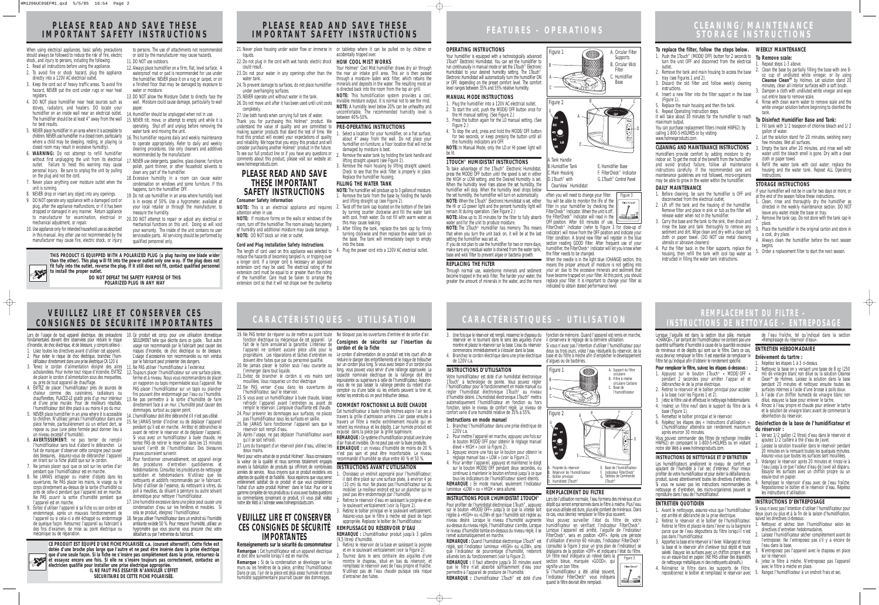# PLEASE READ AND SAVE THESE IMPORTANT SAFETY INSTRUCTIONS

When using electrical appliances, basic safety precautions should always be followed to reduce the risk of fire, electric shock, and injury to persons, including the following:

1. Read all instructions before using the appliance.
2. To avoid fire or shock hazard, plug the appliance directly into a 120V AC electrical outlet.
3. Keep the cord out of heavy traffic areas. To avoid fire hazard, NEVER put the cord under rugs or near heat registers.
4. DO NOT place humidifier near heat sources such as stoves, radiators, and heaters. DO locate your humidifier on an inside wall near an electrical outlet. The humidifier should be at least 4" away from the wall for best results.
5. NEVER place humidifier in an area where it is accessible to children. NEVER use humidifier in a closed room, particularly where a child may be sleeping, resting, or playing (a closed room may result in excessive humidity).
6. **WARNING:** Do NOT attempt to refill humidifier without first unplugging the unit from its electrical outlet. Failure to heed this warning may cause personal injury. Be sure to unplug the unit by pulling on the plug and not the cord.
7. Never place anything over moisture outlet when the unit is running.
8. NEVER drop or insert any object into any openings.
9. DO NOT operate any appliance with a damaged cord or plug, after the appliance malfunctions, or if it has been dropped or damaged in any manner. Return appliance to manufacturer for examination, electrical or mechanical adjustment, or repair.
10. Use appliance only for intended household use as described in this manual. Any other use not recommended by the manufacturer may cause fire, electric shock, or injury to persons. The use of attachments not recommended or sold by the manufacturer may cause hazards.
11. DO NOT use outdoors.
12. Always place humidifier on a firm, flat, level surface. A waterproof mat or pad is recommended for use under the humidifier. NEVER place it on a rug or carpet, or on a finished floor that may be damaged by exposure to water or moisture.
13. DO NOT allow the Moisture Outlet to directly face the wall. Moisture could cause damage, particularly to wall paper.
14. Humidifier should be unplugged when not in use.
15. NEVER tilt, move, or attempt to empty unit while it is operating. Shut off and unplug before removing the water tank and moving the unit.
16. This humidifier requires daily and weekly maintenance to operate appropriately. Refer to daily and weekly cleaning procedures. Use only cleaners and additives recommended by the manufacturer.
17. NEVER use detergents, gasoline, glass cleaner, furniture polish, paint thinner, or other household solvents to clean any part of the humidifier.
18. Excessive humidity in a room can cause water condensation on windows and some furniture. If this happens, turn the humidifier OFF.
19. Do not use humidifier in an area where humidity level is in excess of 50%. Use a hygrometer, available at your local retailer or through the manufacturer, to measure the humidity.
20. DO NOT attempt to repair or adjust any electrical or mechanical functions on this unit. Doing so will void your warranty. The inside of the unit contains no user serviceable parts. All servicing should be performed by qualified personnel only.

**THIS PRODUCT IS EQUIPPED WITH A POLARIZED PLUG (a plug having one blade wider than the other). This plug will fit into the power outlet only one way. If the plug does not fit fully into the outlet, reverse the plug. If it still does not fit, contact qualified personnel to install the proper outlet.**

**DO NOT DEFEAT THE SAFETY PURPOSE OF THIS POLARIZED PLUG IN ANY WAY**

# PLEASE READ AND SAVE THESE IMPORTANT SAFETY INSTRUCTIONS

21. Never place housing under water flow or immerse in liquids.
22. Do not plug in the cord with wet hands: electric shock could result.
23. Do not pour water in any openings other than the water tank.
24. To prevent damage to surfaces, do not place humidifier under overhanging surfaces.
25. NEVER operate unit without water in the tank.
26. Do not move unit after it has been used until unit cools completely.
27. Use both hands when carrying full tank of water.

Thank you for purchasing this Holmes® product. We understand the value of quality and are committed to making superior products that stand the test of time. We trust this product will exceed your expectations of quality and reliability. We hope that you enjoy this product and will consider purchasing another Holmes® product in the future. To see our full product line or if you have any questions or comments about this product, please visit our website at: www.holmesproducts.com.

## PLEASE READ AND SAVE THESE IMPORTANT SAFETY INSTRUCTIONS

### Consumer Safety Information

**NOTE:** This is an electrical appliance and requires attention when in use.

**NOTE:** If moisture forms on the walls or windows of the room, turn off the humidifier. The room already has plenty of humidity and additional moisture may cause damage.

**NOTE:** DO NOT block an inlet or outlet.

### Cord and Plug Installation Safety Instructions

The length of cord used on this appliance was selected to reduce the hazards of becoming tangled in, or tripping over a longer cord. If a longer cord is necessary an approved extension cord may be used. The electrical rating of the extension cord must be equal to or greater than the rating of the humidifier. Care must be taken to arrange the extension cord so that it will not drape over the countertop or tabletop where it can be pulled on by children or accidentally tripped over.

### HOW COOL MIST WORKS

Your Holmes® Cool Mist humidifier draws dry air through the rear air intake grill area. This air is then passed through a moisture-laden wick filter, which retains the minerals and deposits in the water. The resulting moist air is blended back into the room from the top air grill.

**NOTE:** This humidification system provides a cool, invisible moisture output. It is normal not to see the mist.

**NOTE:** A humidity level below 20% can be unhealthy and uncomfortable. The recommended humidity level is between 40%-50%.

### PRE-OPERATING INSTRUCTIONS

1. Select a location for your humidifier, on a flat surface, about 4" away from the wall. Do not place your humidifier on furniture; a floor location that will not be damaged by moisture is best.
2. Remove the water tank by holding the tank handle and lifting straight up (see Figure 2).
3. Remove the main housing by lifting straight upward. Check to see that the wick filter is properly in place. Replace the humidifier housing.

### FILLING THE WATER TANK

**NOTE:** The humidifier will produce up to 3 gallons of moisture.

1. Remove the tank from the base by holding the handle and lifting straight up (see Figure 2).
2. Twist off the tank cap located on the bottom of the tank by turning counter clockwise and fill the water tank with cool, fresh water. Do not fill with warm water as this may cause leaking.
3. After filling the tank, replace the tank cap by firmly turning clockwise and then replace the water tank on the base. The tank will immediately begin to empty into the base.
4. Plug the power cord into a 120V AC electrical outlet.

# FEATURES - OPERATIONS

### OPERATING INSTRUCTIONS

Your humidifier is equipped with a technologically advanced 1Touch® Electronic Humidistat. You can set the humidifier to run continuously in manual mode or set the 1Touch® Electronic Humidistat to your desired humidity setting. The 1Touch® Electronic Humidistat will automatically turn the humidifier ON or OFF, depending on the preset comfort level. The comfort level ranges between 35% and 55% relative humidity.

### MANUAL MODE INSTRUCTIONS

1. Plug the humidifier into a 120V AC electrical outlet.
2. To start the unit, push the MODE/OFF button once for the HI manual setting. (See Figure 2.)
3. Press the button again for the LO manual setting. (See Figure 2.)
4. To stop the unit, press and hold the MODE/OFF button for two seconds, or keep pressing the button until all the humidity indicators are OFF.

**NOTE:** In Manual Mode, only the LO or HI power light will be lit.

### 1TOUCH® HUMIDISTAT INSTRUCTIONS

To take advantage of the 1Touch® Electronic Humidistat, press the MODE/OFF button until the speed is set in either the HIGH or LOW setting, and the Desired Humidity is set. When the humidity level rises above the set humidity, the humidifier will stop. When the humidity level drops below the set humidity, the humidifier will turn on automatically.

**NOTE:** When the 1Touch® Electronic Humidistat is set, either the HI or LO power light and the percent humidity light will remain lit during operation. (See Figure 2.)

**NOTE:** Allow up to 30 minutes for the filter to fully absorb water and for the unit to produce moisture.

**NOTE:** The 1Touch® Humidifier has memory. This means that when you turn the unit back on, it will be at the last setting the humidifier was set at.

If you do not plan to use the humidifier for two or more days, make sure any residual water is drained from the water tank, base and wick filter to prevent algae or bacteria growth.

Figure 1
A. Circular Filter Supports
B. Circular Wick Filter
C. Humidifier Base

Figure 2
A. Tank Handle
B. Humidifier Tank
C. Main Housing
D. 1Touch® with ClearView™ Humidistat
E. Humidifier Base
F. FilterCheck® Indicator
G. 1Touch® Control Panel

Figure 3

### REPLACING THE FILTER

Through normal use, waterborne minerals and sediment become trapped in the wick filter. The harder your water, the greater the amount of minerals in the water, and the more often you will need to change your filter. You will be able to monitor the life of the filter in your humidifier by checking the FilterCheck® Indicator. When the unit is off, the FilterCheck® Indicator will read in the OFF position. After 60 minutes of use, FilterCheck® Indicator (refer to Figure 3 for close-up of indicator) will move from the OFF position and indicate your filter condition. A brand new filter will register in the blue section reading GOOD filter. After frequent use of your humidifier, the FilterCheck® Indicator will let you know when the filter needs to be changed.

When the needle is in the light blue (CHANGE) section, this means the proper amount of moisture is not getting into your air due to the excessive minerals and sediment that have become trapped on your filter. At this point, you should replace your filter. It is important to change your filter as indicated to obtain stated performance level.

# CLEANING/MAINTENANCE STORAGE INSTRUCTIONS

**To replace the filter, follow the steps below.**

1. Push the 1Touch® (MODE/OFF) button for 2 seconds to turn the unit OFF and disconnect from the electrical outlet.
2. Remove the tank and main housing to access the base tray (see Figures 1 and 2).
3. Discard the old filter and follow weekly cleaning instructions.
4. Insert a new filter into the filter support in the base (Figure 1).
5. Replace the main housing and then the tank.
6. Repeat Operating Instruction steps.

It will take about 30 minutes for the humidifier to reach maximum output.

You can purchase replacement filters (model HWF62) by calling 1-800-5-HOLMES or by visiting www.holmesproducts.com.

### CLEANING AND MAINTENANCE INSTRUCTIONS

Humidifiers provide comfort by adding moisture to dry indoor air. To get the most of the benefit from the humidifier and avoid product failure, follow all maintenance instructions carefully. If the recommended care and maintenance guidelines are not followed, micro-organisms may be able to grow in the water within the humidifier.

### DAILY MAINTENANCE

1. Before cleaning, be sure the humidifier is OFF and disconnected from the electrical outlet.
2. Lift off the tank and the housing of the humidifier. Remove filter and place in sink or tub so the filter will release water when not in the humidifier.
3. Carry the base and the tank to the sink, then drain and rinse the base and tank thoroughly to remove any sediment and dirt. Wipe clean and dry with a clean soft cloth or paper towel. (DO NOT use metal cleaning utensils or abrasive cleaners)
4. Put the filter back in the filter supports, replace the housing, then refill the tank with cool tap water as instructed in filling the water tank instructions.

### WEEKLY MAINTENANCE

**To Remove scale:**

1. Repeat steps 1-3 above.
2. Clean the base by partially filling the base with one 8-oz. cup of undiluted white vinegar, or by using **Cleanse Clean™** by Holmes. Let solution stand 20 minutes, clean all interior surfaces with a soft brush.
3. Dampen a cloth with undiluted white vinegar and wipe out entire base to remove scale.
4. Rinse with clean warm water to remove scale and the white vinegar solution before beginning to disinfect the tank.

**To Disinfect Humidifier Base and Tank:**

1. Fill tank with 1/2 teaspoon of chlorine bleach and 1/2 gallon of water.
2. Let the solution stand for 20 minutes, swishing every few minutes. Wet all surfaces.
3. Empty the tank after 20 minutes, and rinse well with water until the bleach smell is gone. Dry with a clean cloth or paper towel.
4. Refill the water tank with cool water, replace the housing and the water tank. Repeat ALL Operating Instructions.

### STORAGE INSTRUCTIONS

If your humidifier will not be in use for two days or more, or at the end of the season follow these instructions.

1. Clean, rinse and thoroughly dry the humidifier as directed in the weekly maintenance section. DO NOT leave any water inside the base or tray.
2. Remove the tank cap. Do not store with the tank cap in place.
3. Place the humidifier in the original carton and store in a cool, dry place.
4. Always clean the humidifier before the next season begins.
5. Order a replacement filter to start the next season.

# VEUILLEZ LIRE ET CONSERVER CES CONSIGNES DE SÉCURITÉ IMPORTANTES

Lors de l'usage de tout appareil électrique, des précautions fondamentales doivent être observées pour réduire le risque d'incendie, de choc électrique, et de blessure, y compris celles-ci :

1. Lisez toutes les directives avant d'utiliser cet appareil.
2. Pour éviter le risque de choc électrique, branchez l'humidificateur directement dans une prise électrique CA 120 V.
3. Tenez le cordon d'alimentation éloigné des zones achalandées. Pour éviter tout risque d'incendie, ÉVITEZ de placer le cordon d'alimentation sous des moquettes, ou près de tout appareil de chauffage.
4. ÉVITEZ de placer l'humidificateur près de sources de chaleur comme des cuisinières, radiateurs ou chaufferettes. PLACEZ-LE plutôt près d'un mur intérieur et d'une prise murale. Pour de meilleurs résultats, l'humidificateur doit être placé à au moins 4 po du mur.
5. NEVER place humidifier in an area where it is accessible to children. N'utilisez jamais l'humidificateur dans une pièce fermée, particulièrement où un enfant dort, se repose ou joue (une pièce fermée peut donner lieu à un niveau excessif d'humidité).
6. **AVERTISSEMENT :** ne pas tenter de remplir l'humidificateur sans tout d'abord le débrancher. Le fait de manquer d'observer cette consigne peut causer des blessures. Assurez-vous de débrancher l'appareil en tirant sur la fiche plutôt que sur le cordon.
7. Ne jamais placer quoi que ce soit sur les sorties d'air pendant que l'humidificateur est en marche.
8. Ne JAMAIS échapper ou insérer d'objets dans les ouvertures. Ne PAS placer les mains, le visage ou le corps directement au-dessus de la sortie d'humidité ou près de celle-ci pendant que l'appareil est en marche. Ne PAS couvrir la sortie d'humidité pendant que l'appareil est en marche.
9. Évitez d'utiliser l'appareil si sa fiche ou son cordon est endommagé, après un mauvais fonctionnement de l'appareil ou si celui-ci a été échappé ou endommagé de quelque façon. Retournez l'appareil au fabricant à des fins d'examen, de mise au point électrique ou mécanique ou de réparation.
10. Ce produit est conçu pour une utilisation domestique SEULEMENT telle que décrite dans ce guide. Tout autre usage non recommandé par le fabricant peut causer des risques d'incendie, de choc électrique ou de blessure. L'usage d'accessoires non recommandés ou non vendus par le fabricant peut présenter des dangers.
11. Ne PAS utiliser l'humidificateur à l'extérieur.
12. Toujours placer l'humidificateur sur une surface plane, ferme et à niveau. Nous vous recommandons de placer un napperon ou tapis imperméable sous l'appareil. Ne PAS placer l'humidificateur sur un tapis ou plancher fini pouvant être endommagé par l'eau ou l'humidité.
13. Ne pas permettre à la sortie d'humidité de faire directement face à un mur. L'humidité peut causer des dommages, surtout au papier peint.
14. L'humidificateur doit être débranché s'il n'est pas utilisé.
15. Ne JAMAIS tenter d'incliner ou de déplacer l'appareil pendant qu'il est en marche. Arrêtez et débranchez-le avant de retirer le réservoir et de déplacer l'appareil. Si vous avez un humidificateur à buée chaude, ne tentez PAS de retirer le réservoir dans les 15 minutes suivant l'arrêt de l'humidificateur. Des blessures graves pourraient survenir.
16. Pour fonctionner convenablement, cet appareil exige des procédures d'entretien quotidiennes et hebdomadaires. Consultez les procédures de nettoyage quotidien et hebdomadaire. N'utilisez que les nettoyants et additifs recommandés par le fabricant. Évitez d'utiliser de l'essence, du nettoyant à vitres, du poli à meubles, du diluant à peinture ou autre solvant domestique pour nettoyer l'humidificateur.
17. Une humidité excessive dans une pièce peut causer une condensation d'eau sur les fenêtres et meubles. Si cela se produit, éteignez l'humidificateur.
18. Ne pas utiliser l'humidificateur dans un endroit où l'humidité ambiante excède 50 %. Pour mesurer l'humidité, utilisez un hygromètre que vous pourrez vous procurer chez votre détaillant ou par l'entremise du fabricant.

**CE PRODUIT EST ÉQUIPÉ D'UNE FICHE POLARISÉE c.a. (courant alternatif). Cette fiche est dotée d'une broche plus large que l'autre et ne peut être insérée dans la prise électrique que d'une seule façon. Si la fiche ne s'insère pas complètement dans la prise, retournez-la et essayez encore une fois. Si elle ne s'insère toujours pas correctement, contactez un électricien qualifié pour installer une prise électrique appropriée.**

**IL NE FAUT PAS ESSAYER N'ANNULER L'EFFET SÉCURITAIRE DE CETTE FICHE POLARISÉE.**

# CARACTÉRISTIQUES - UTILISATION

19. Ne PAS tenter de réparer ou de mettre au point toute fonction électrique ou mécanique de cet appareil. Le fait de le faire annulerait la garantie. L'intérieur de l'appareil ne contient aucune pièce utile pour le propriétaire. Les réparations et tâches d'entretien ne doivent être faites que par du personnel qualifié.
20. Ne jamais placer le boîtier sous l'eau courante ou l'immerger dans tout liquide.
21. Évitez de brancher le cordon si vos mains sont mouillées. Vous risqueriez un choc électrique
22. Ne PAS verser d'eau dans les ouvertures de l'humidificateur, sauf le réservoir.
23. Si vous avez un humidificateur à buée chaude, laissez refroidir l'appareil avant l'entretien ou avant de remplir le réservoir. L'ampoule chauffante est chaude.
24. Pour prévenir les dommages aux surfaces, ne placez pas l'humidificateur sous les surfaces en saillie.
25. Ne JAMAIS faire fonctionner l'appareil sans que le réservoir soit rempli d'eau.
26. Après l'usage, ne pas déplacer l'humidificateur avant qu'il se soit refroidi.
27. Lors du transport d'un réservoir plein d'eau, utilisez les deux mains.

Merci pour votre achat de ce produit Holmes®. Nous connaissons la valeur de la qualité et nous sommes totalement engagés envers la fabrication de produits qui offrent de nombreuses années de service. Nous croyons que ce produit excédera vos attentes de qualité et de fiabilité. Nous espérons que vous serez entièrement satisfait de ce produit et que vous considérerez l'achat d'un autre produit Holmes® dans le futur. Pour voir la gamme complète de nos produits ou si vous avez toutes questions ou commentaires concernant ce produit, s'il vous plaît visitez notre site Web à l'adresse www.holmesproducts.com.

## VEUILLEZ LIRE ET CONSERVER CES CONSIGNES DE SÉCURITÉ IMPORTANTES

### Renseignements sur la sécurité du consommateur

**Remarque :** Cet humidificateur est un appareil électrique et doit être surveillé lorsqu'il est en marche.

**Remarque :** Si de la condensation se développe sur les murs ou les fenêtres de la pièce, arrêtez l'humidificateur. Dans ce cas, l'air de la pièce est déjà assez humide et toute humidité supplémentaire pourrait causer des dommages.

Ne bloquez pas les ouvertures d'entrée et de sortie d'air.

### Consignes de sécurité sur l'insertion du cordon et de la fiche

Le cordon d'alimentation de ce produit est très court afin de réduire le danger des enchevêtrements et le risque de trébucher sur un cordon plus long. Si vous avez besoin d'un cordon plus long, vous pouvez vous servir d'une rallonge approuvée. La capacité nominale électrique de la rallonge doit être équivalente ou supérieure à celle de l'humidificateur. Assurez-vous de ne pas laisser la rallonge pendre du rebord d'un comptoir ou d'une table où les enfants peuvent la tirer et, évitez les endroits où on peut trébucher dessus.

### COMMENT FONCTIONNE LA BUÉE CHAUDE

Cet humidificateur à buée froide Holmes aspire l'air sec à travers la grille d'admission arrière. L'air passe ensuite à travers un filtre à mèche extrêmement mouillé qui en retient les minéraux et les dépôts. L'air humide produit est expulsé dans la pièce par la grille supérieure.

**REMARQUE :** Ce système d'humidification produit une bruine d'air frais et invisible. On ne peut pas voir la buée produite.

**REMARQUE :** Un niveau d'humidité de moins de 20 % n'est pas sain et peut être inconfortable. Le niveau recommandé d'humidité se situe entre 40 % et 50 %.

### INSTRUCTIONS AVANT L'UTILISATION

1. Choisissez un endroit approprié pour l'humidificateur; il doit être placé sur une surface plane, à environ 4 po (10 cm) du mur. Ne placez pas l'humidificateur sur du mobilier. Le meilleur endroit est sur un plancher qui ne peut pas être endommagé par l'humidité.
2. Retirez le réservoir d'eau en saisissant la poignée et en le soulevant verticalement (voir la Figure 2).
3. Retirez le boîtier principal en le soulevant verticalement. Assurez-vous que le filtre à mèche est placé de façon appropriée. Replacez le boîtier de l'humidificateur.

### REMPLISSAGE DU RÉSERVOIR D'EAU

**REMARQUE :** L'humidificateur produit jusqu'à 3 gallons (9,5 litres) d'humidité.

1. Retirez le réservoir de la base en saisissant la poignée et en le soulevant verticalement (voir la Figure 2).
2. Tournez dans le sens contraire des aiguilles d'une montre le chapeau, situé en bas du réservoir, et remplissez le réservoir avec de l'eau propre et fraîche. N'utilisez pas de l'eau chaude puisque cela risque d'entraîner des fuites.

# CARACTÉRISTIQUES - UTILISATION

3. Une fois que le réservoir est rempli, resserrez le chapeau du réservoir en le tournant dans le sens des aiguilles d'une montre et placez le réservoir sur la base. L'eau du réservoir commencera immédiatement à s'écouler dans la base.
4. Branchez le cordon électrique dans une prise électrique de 120V c.a.

### INSTRUCTIONS D'UTILISATION

Votre humidificateur est doté d'un humidistat électronique 1Touch® à technologie de pointe. Vous pouvez régler l'humidificateur pour le fonctionnement en mode manuel ou régler l'humidistat électronique 1Touch® au niveau d'humidité désiré. L'humidistat électronique 1Touch® mettra automatiquement l'humidificateur en fonction ou hors fonction, selon le niveau de confort réglé. Le niveau de confort varie d'une humidité relative de 35% à 55%.

### Instructions en mode manuel

1. Branchez l'humidificateur dans une prise électrique de 120V c.a.
2. Pour mettre l'appareil en marche, appuyez une fois sur le bouton MODE/OFF pour obtenir le réglage manuel élevé « HIGH » (voir la Figure 2).
3. Appuyez encore une fois sur le bouton pour obtenir le réglage manuel bas « LOW » (voir la Figure 2).
4. Pour arrêter l'appareil, appuyez et maintenez le doigt sur le bouton MODE/OFF pendant deux secondes, ou continuez à maintenir le bouton enfoncé jusqu'à ce que tous les indicateurs de l'humidificateur soient éteints.

**REMARQUE :** En mode manuel, seulement l'indicateur lumineux « LOW » ou « HIGH » sera allumé.

### INSTRUCTIONS POUR L'HUMIDISTAT 1TOUCH®

Pour profiter de l'humidistat électronique 1Touch®, appuyez sur le bouton «MODE/OFF» jusqu'à ce que la vitesse soit réglée à «HIGH» ou «LOW» et que l'humidité soit réglée au niveau désiré. Lorsque le niveau d'humidité augmente au-dessus du niveau réglé, l'humidificateur s'arrêtera. Lorsque le niveau d'humidité tombe en-dessous du niveau réglé, il se remet automatiquement en marche.

**REMARQUE :** Quand l'humidistat électronique 1Touch® est réglé, soit l'indicateur lumineux «HIGH» ou «LOW», ainsi que l'indicateur de pourcentage d'humidité, resteront allumés lors du fonctionnement (voir la Figure 2).

**REMARQUE :** Il faut attendre jusqu'à 30 minutes avant que le filtre n'ait absorbé suffisamment d'eau pour permettre à l'appareil de produire de l'humidité.

**REMARQUE :** L'humidificateur 1Touch® est doté d'une fonction de mémoire. Quand l'appareil est remis en marche, il conservera le réglage de la dernière utilisation.

Si vous n'avez pas l'intention d'utiliser l'humidificateur pour deux ou trois jours, videz l'eau résiduelle du réservoir, de la base et du filtre à mèche afin d'empêcher le développement d'algues ou de bactéries.

Figure 1
A. Support du filtre circulaire
B. Filtre à mèche circulaire
C. Base de l'humidificateur

Figure 2
A. Poignée du réservoir
B. Réservoir de l'humidificateur
C. Boîtier principal
D. Humidistat 1Touch®
E. Base de l'humidificateur
F. Indicateur FilterCheck®
G. Tableau de Commande 1Touch®

Figure 3

### REMPLACEMENT DU FILTRE

Lors de l'utilisation normale, l'eau formera des minéraux et un dépôt qui seront emprisonnés dans le filtre à mèche. Plus l'eau que vous utilisez est dure, plus elle contient de minéraux. Dans ce cas, vous devrez remplacer le filtre plus souvent.

Vous pouvez surveiller l'état du filtre de votre humidificateur en vérifiant l'indicateur FilterCheck®. Lorsque l'appareil est arrêté, l'aiguille de l'indicateur FilterCheck®, sera en position «OFF». Après une période d'utilisation d'environ 60 minutes, l'indicateur FilterCheck® (consultez la figure 3 pour un gros plan de l'indicateur) se déplacera de la position «OFF» et indiquera l'état du filtre. Un filtre neuf indiquera un relevé dans la section bleue, marquée «GOOD», qui signifie un bon filtre.

Si l'humidificateur a été utilisé souvent, l'indicateur FilterCheck® vous indiquera quand le filtre devrait être remplacé.

# REMPLACEMENT DU FILTRE - INSTRUCTIONS DE NETTOYAGE - ENTREPOSAGE

Lorsque l'aiguille est dans la section bleu pâle, marquée «CHANGE», l'air sortant de l'humidificateur ne contient pas une quantité suffisante d'humidité à cause de la quantité excessive de minéraux et de dépôts qui sont sur le filtre. Dans ce cas, vous devez remplacer le filtre. Il est essentiel de remplacer le filtre tel qu'indiqué afin d'obtenir le rendement spécifié.

**Pour remplacer le filtre, suivez les étapes ci-dessous :**

1. Appuyez sur le bouton 1Touch® « MODE/OFF » pendant 2 secondes pour arrêter l'appareil et débranchez-le de la prise électrique.
2. Retirez le réservoir et le boîtier principal pour accéder à la base (voir les Figures 1 et 2).
3. Jetez le filtre usé et effectuez le nettoyage hebdomadaire.
4. Insérez un filtre neuf dans le support du filtre de la base (Figure 1).
5. Remettez le boîtier principal et le réservoir.
6. Répétez les étapes des « Instructions d'utilisation ». L'humidificateur atteindra son rendement maximum après environ 30 minutes.

Vous pouvez commander des filtres de rechange (modèle HWF62) en composant le 1-800-5-HOLMES ou en visitant notre site Web à www.holmesproducts.com.

### INSTRUCTIONS DE NETTOYAGE ET D'ENTRETIEN

Les humidificateurs améliorent le niveau de confort en ajoutant de l'humidité à l'air sec d'intérieur. Pour mieux profiter de votre humidificateur et pour éviter la défaillance du produit, suivez attentivement toutes les directives d'entretien. Si vous ne suivez pas les instructions recommandées de nettoyage et d'entretien, des micro-organismes peuvent se reproduire dans l'eau de l'humidificateur.

### ENTRETIEN QUOTIDIEN

1. Avant le nettoyage, assurez-vous que l'humidificateur est arrêté et débranché de la prise électrique.
2. Retirez le réservoir et le boîtier de l'humidificateur. Retirez le filtre et placez-le dans l'évier ou la baignoire parce que de l'eau dégouttera du filtre lorsqu'il n'est pas dans l'humidificateur.
3. Apportez la base et le réservoir à l'évier. Vidangez et rincez la base et le réservoir afin d'enlever tout dépôt et toute saleté. Essuyez les surfaces avec un chiffon propre et sec ou un essuie-tout en papier. (NE PAS utiliser des dispositifs de nettoyage métalliques ni des nettoyants abrasifs.)
4. Réinsérez le filtre dans les supports de filtre, repositionnez le boîtier et remplissez le réservoir avec de l'eau fraîche, tel qu'indiqué dans la section «Remplissage du réservoir d'eau».

### ENTRETIEN HEBDOMADAIRE

**Enlèvement du tartre :**

1. Répétez les étapes 1 à 3 ci-dessus.
2. Nettoyez la base en y versant une tasse de 8 oz (250 ml) de vinaigre blanc non dilué ou la solution Cleanse Clean® de Holmes. Laissez la solution dans la base pendant 20 minutes et nettoyez ensuite toutes les surfaces internes à l'aide d'une brosse à poils doux.
3. À l'aide d'un chiffon humecté de vinaigre blanc non dilué, essuyez la base pour enlever le tartre.
4. Rincez à l'eau propre et chaude pour enlever le tartre et la solution de vinaigre blanc avant de commencer la désinfection du réservoir.

**Désinfection de la base de l'humidificateur et du réservoir :**

1. Versez 1/2 gallon (2 litres) d'eau dans le réservoir et ajoutez 1/2 cuillère à thé d'eau de Javel.
2. Laissez la solution travailler dans le réservoir pendant 20 minutes en la remuant toutes les quelques minutes. Assurez-vous que toutes les surfaces sont mouillées.
3. Vidangez le réservoir après 20 minutes et rincez-le à l'eau jusqu'à ce que l'odeur d'eau de Javel ait disparu. Essuyez les surfaces avec un chiffon propre et sec ou un essuie-tout en papier.
4. Remplissez le réservoir d'eau avec de l'eau fraîche. Repositionnez le boîtier et le réservoir d'eau. Répétez les instructions d'utilisation.

### INSTRUCTIONS D'ENTREPOSAGE

Si vous n'avez pas l'intention d'utiliser l'humidificateur pour deux jours ou plus et à la fin de la saison d'humidification, suivez les directives ci-dessous :

1. Nettoyez et séchez bien l'humidificateur selon les directives d'entretien hebdomadaires.
2. Laissez l'humidificateur sécher complètement avant de l'entreposer. Ne l'entreposez pas s'il y a encore de l'eau dans la base.
3. N'entreposez pas l'appareil avec le chapeau en place sur le réservoir.
4. Jetez le filtre à mèche. N'entreposez pas l'appareil avec le filtre à mèche en place.
5. Rangez l'humidificateur à un endroit frais et sec.